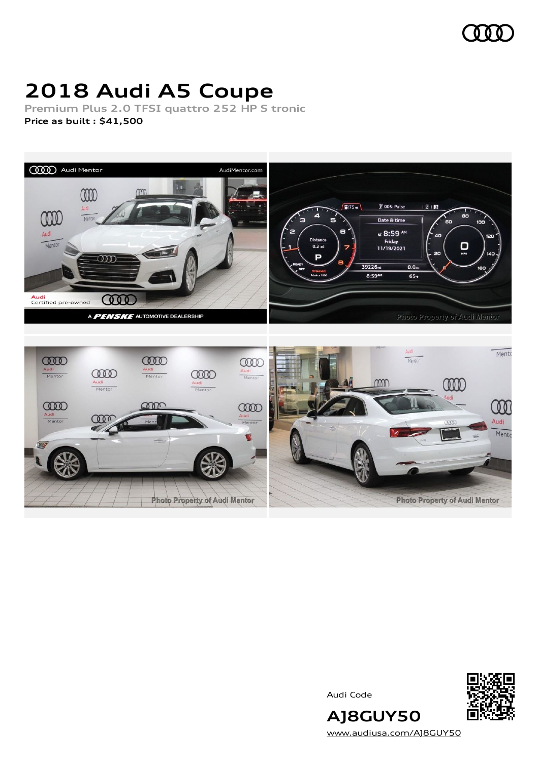# 2018 Audi A5 Coupe

**Premium Plus 2.0 TFSI quattro 252 HP S tronic**

**Price as built : $41,500**

Audi Code

**AJ8GUY50**

www.audiusa.com/AJ8GUY50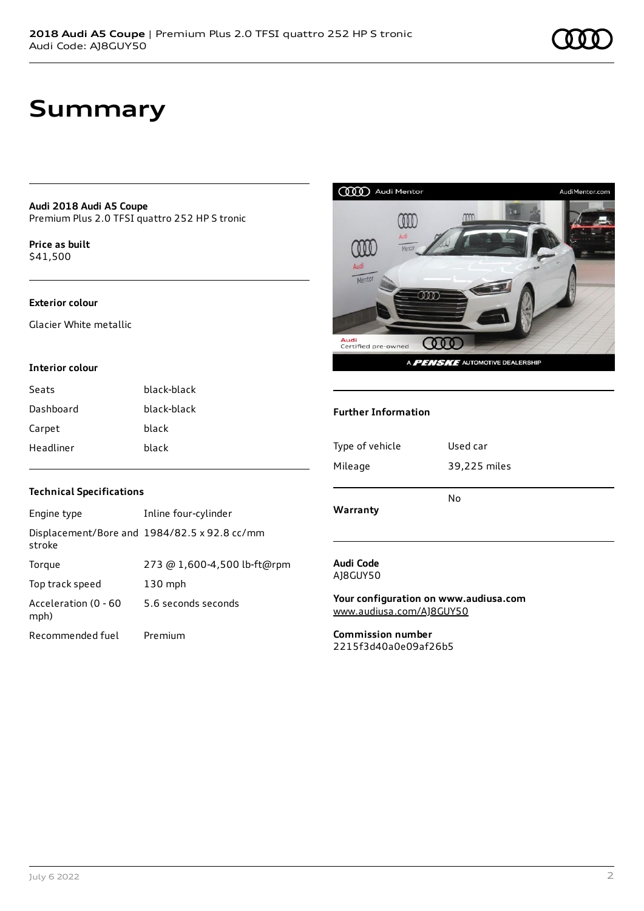# Summary

**Audi 2018 Audi A5 Coupe**
Premium Plus 2.0 TFSI quattro 252 HP S tronic

**Price as built**
$41,500

**Exterior colour**

Glacier White metallic

**Interior colour**

| | |
|---|---|
| Seats | black-black |
| Dashboard | black-black |
| Carpet | black |
| Headliner | black |

**Technical Specifications**

| | |
|---|---|
| Engine type | Inline four-cylinder |
| Displacement/Bore and stroke | 1984/82.5 x 92.8 cc/mm |
| Torque | 273 @ 1,600-4,500 lb-ft@rpm |
| Top track speed | 130 mph |
| Acceleration (0 - 60 mph) | 5.6 seconds seconds |
| Recommended fuel | Premium |

**Further Information**

| | |
|---|---|
| Type of vehicle | Used car |
| Mileage | 39,225 miles |
| **Warranty** | No |

**Audi Code**
AJ8GUY50

**Your configuration on www.audiusa.com**
www.audiusa.com/AJ8GUY50

**Commission number**
2215f3d40a0e09af26b5

July 6 2022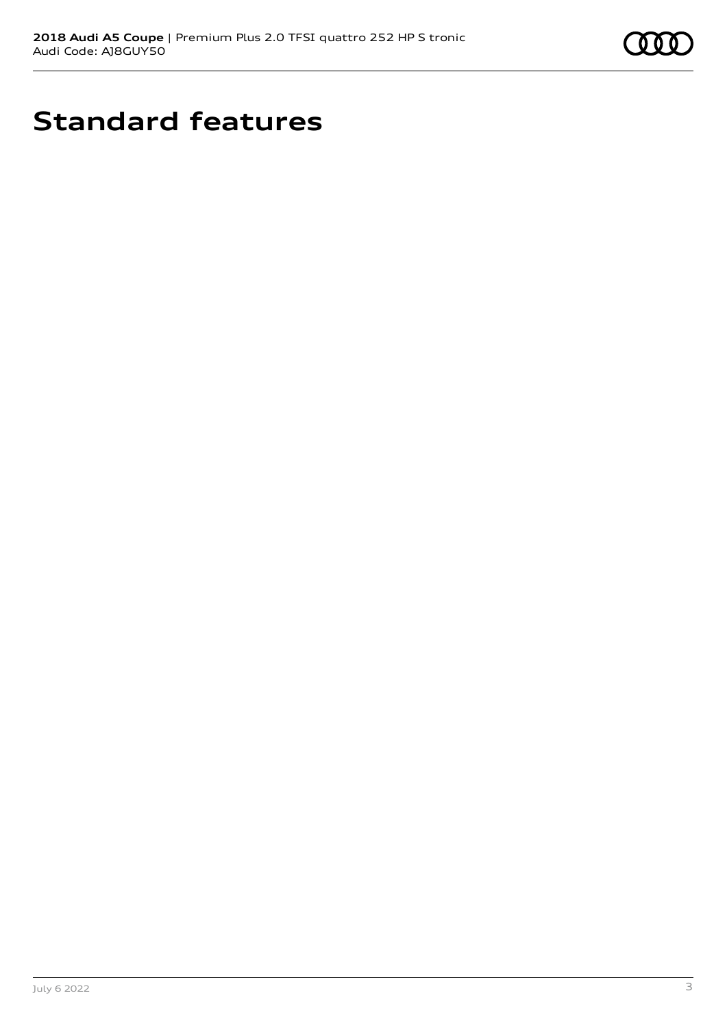# Standard features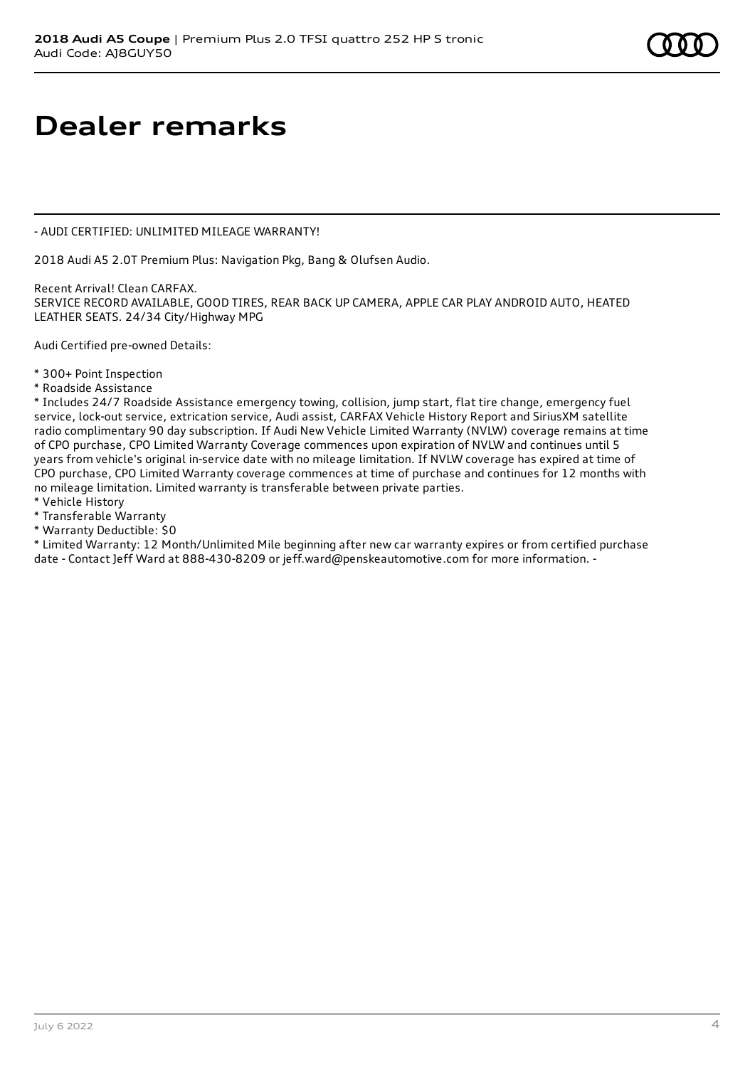# Dealer remarks

- AUDI CERTIFIED: UNLIMITED MILEAGE WARRANTY!

2018 Audi A5 2.0T Premium Plus: Navigation Pkg, Bang & Olufsen Audio.

Recent Arrival! Clean CARFAX.
SERVICE RECORD AVAILABLE, GOOD TIRES, REAR BACK UP CAMERA, APPLE CAR PLAY ANDROID AUTO, HEATED LEATHER SEATS. 24/34 City/Highway MPG

Audi Certified pre-owned Details:

* 300+ Point Inspection
* Roadside Assistance
* Includes 24/7 Roadside Assistance emergency towing, collision, jump start, flat tire change, emergency fuel service, lock-out service, extrication service, Audi assist, CARFAX Vehicle History Report and SiriusXM satellite radio complimentary 90 day subscription. If Audi New Vehicle Limited Warranty (NVLW) coverage remains at time of CPO purchase, CPO Limited Warranty Coverage commences upon expiration of NVLW and continues until 5 years from vehicle's original in-service date with no mileage limitation. If NVLW coverage has expired at time of CPO purchase, CPO Limited Warranty coverage commences at time of purchase and continues for 12 months with no mileage limitation. Limited warranty is transferable between private parties.
* Vehicle History
* Transferable Warranty
* Warranty Deductible: $0
* Limited Warranty: 12 Month/Unlimited Mile beginning after new car warranty expires or from certified purchase date - Contact Jeff Ward at 888-430-8209 or jeff.ward@penskeautomotive.com for more information. -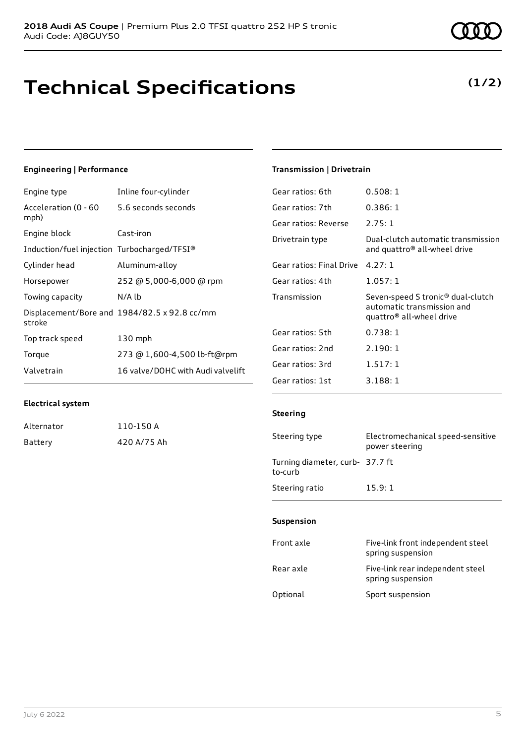# Technical Specifications

**(1/2)**

### Engineering | Performance

| | |
|---|---|
| Engine type | Inline four-cylinder |
| Acceleration (0 - 60 mph) | 5.6 seconds seconds |
| Engine block | Cast-iron |
| Induction/fuel injection | Turbocharged/TFSI® |
| Cylinder head | Aluminum-alloy |
| Horsepower | 252 @ 5,000-6,000 @ rpm |
| Towing capacity | N/A lb |
| Displacement/Bore and stroke | 1984/82.5 x 92.8 cc/mm |
| Top track speed | 130 mph |
| Torque | 273 @ 1,600-4,500 lb-ft@rpm |
| Valvetrain | 16 valve/DOHC with Audi valvelift |

### Electrical system

| | |
|---|---|
| Alternator | 110-150 A |
| Battery | 420 A/75 Ah |

### Transmission | Drivetrain

| | |
|---|---|
| Gear ratios: 6th | 0.508: 1 |
| Gear ratios: 7th | 0.386: 1 |
| Gear ratios: Reverse | 2.75: 1 |
| Drivetrain type | Dual-clutch automatic transmission and quattro® all-wheel drive |
| Gear ratios: Final Drive | 4.27: 1 |
| Gear ratios: 4th | 1.057: 1 |
| Transmission | Seven-speed S tronic® dual-clutch automatic transmission and quattro® all-wheel drive |
| Gear ratios: 5th | 0.738: 1 |
| Gear ratios: 2nd | 2.190: 1 |
| Gear ratios: 3rd | 1.517: 1 |
| Gear ratios: 1st | 3.188: 1 |

### Steering

| | |
|---|---|
| Steering type | Electromechanical speed-sensitive power steering |
| Turning diameter, curb-to-curb | 37.7 ft |
| Steering ratio | 15.9: 1 |

### Suspension

| | |
|---|---|
| Front axle | Five-link front independent steel spring suspension |
| Rear axle | Five-link rear independent steel spring suspension |
| Optional | Sport suspension |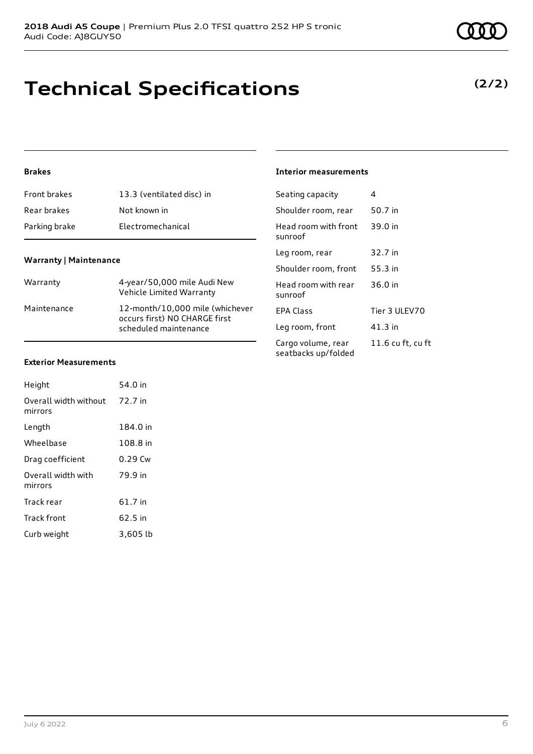# Technical Specifications

**(2/2)**

### Brakes

| | |
|---|---|
| Front brakes | 13.3 (ventilated disc) in |
| Rear brakes | Not known in |
| Parking brake | Electromechanical |

### Warranty | Maintenance

| | |
|---|---|
| Warranty | 4-year/50,000 mile Audi New Vehicle Limited Warranty |
| Maintenance | 12-month/10,000 mile (whichever occurs first) NO CHARGE first scheduled maintenance |

### Exterior Measurements

| | |
|---|---|
| Height | 54.0 in |
| Overall width without mirrors | 72.7 in |
| Length | 184.0 in |
| Wheelbase | 108.8 in |
| Drag coefficient | 0.29 Cw |
| Overall width with mirrors | 79.9 in |
| Track rear | 61.7 in |
| Track front | 62.5 in |
| Curb weight | 3,605 lb |

### Interior measurements

| | |
|---|---|
| Seating capacity | 4 |
| Shoulder room, rear | 50.7 in |
| Head room with front sunroof | 39.0 in |
| Leg room, rear | 32.7 in |
| Shoulder room, front | 55.3 in |
| Head room with rear sunroof | 36.0 in |
| EPA Class | Tier 3 ULEV70 |
| Leg room, front | 41.3 in |
| Cargo volume, rear seatbacks up/folded | 11.6 cu ft, cu ft |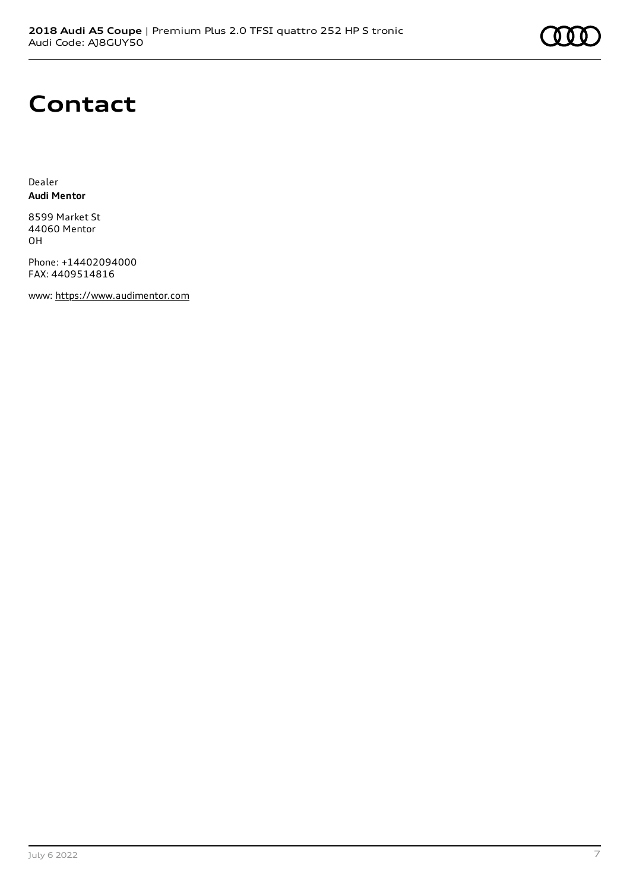# Contact

Dealer
**Audi Mentor**

8599 Market St
44060 Mentor
OH

Phone: +14402094000
FAX: 4409514816

www: https://www.audimentor.com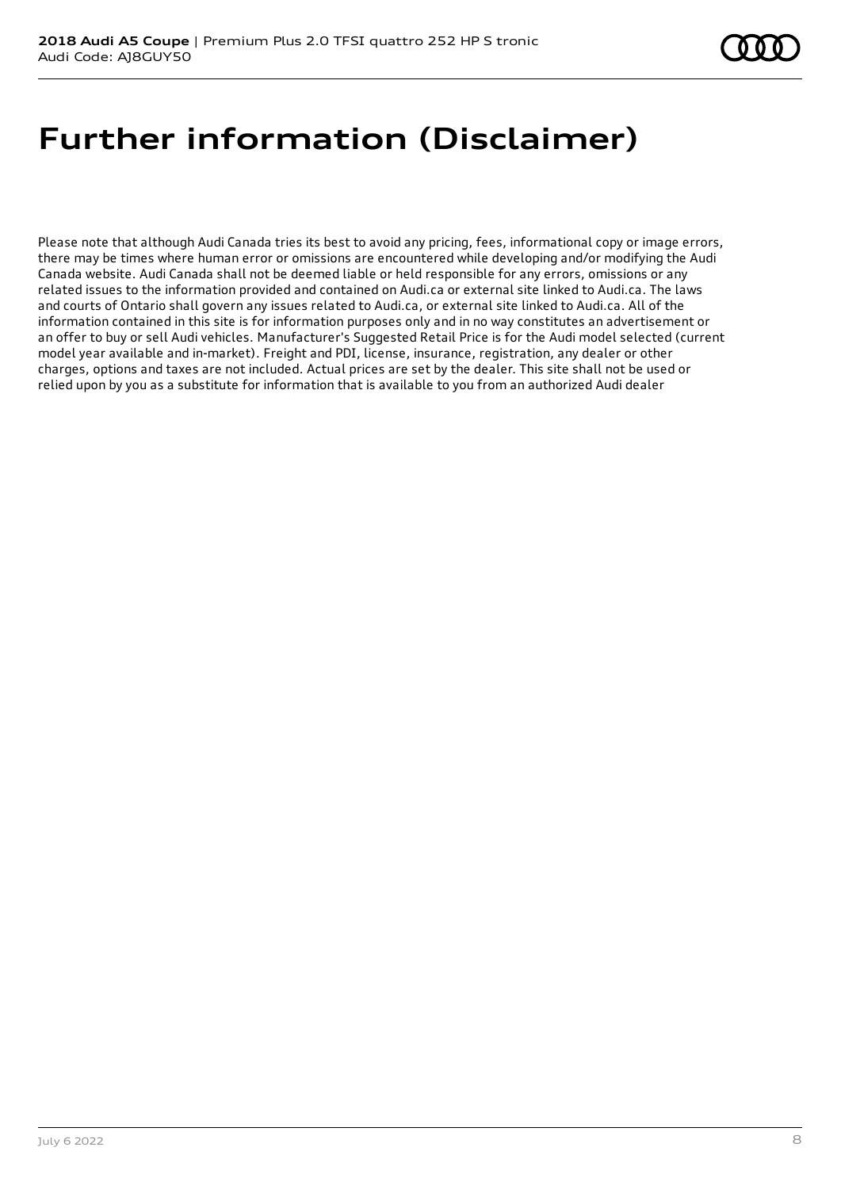# Further information (Disclaimer)

Please note that although Audi Canada tries its best to avoid any pricing, fees, informational copy or image errors, there may be times where human error or omissions are encountered while developing and/or modifying the Audi Canada website. Audi Canada shall not be deemed liable or held responsible for any errors, omissions or any related issues to the information provided and contained on Audi.ca or external site linked to Audi.ca. The laws and courts of Ontario shall govern any issues related to Audi.ca, or external site linked to Audi.ca. All of the information contained in this site is for information purposes only and in no way constitutes an advertisement or an offer to buy or sell Audi vehicles. Manufacturer's Suggested Retail Price is for the Audi model selected (current model year available and in-market). Freight and PDI, license, insurance, registration, any dealer or other charges, options and taxes are not included. Actual prices are set by the dealer. This site shall not be used or relied upon by you as a substitute for information that is available to you from an authorized Audi dealer